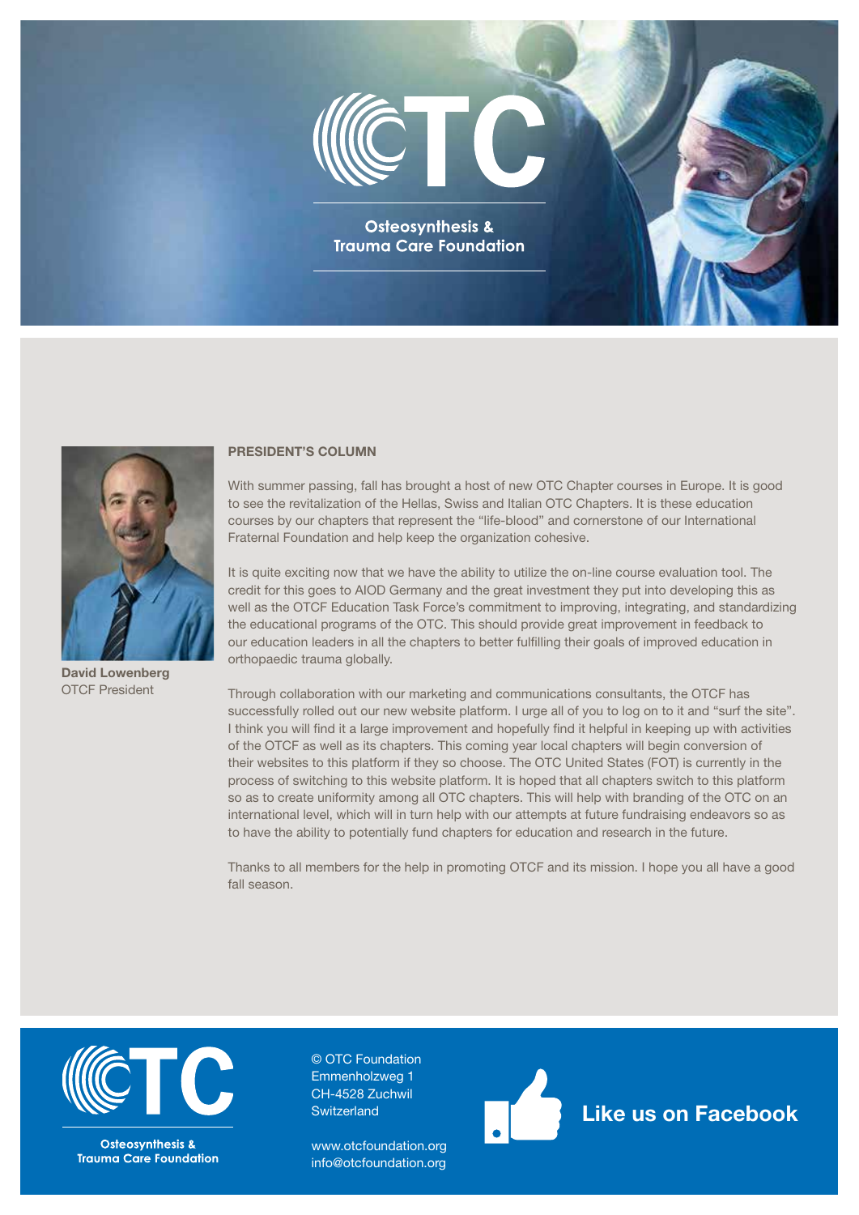# OTC

**Osteosynthesis & Trauma Care Foundation**

**David Lowenberg**
OTCF President

## PRESIDENT'S COLUMN

With summer passing, fall has brought a host of new OTC Chapter courses in Europe. It is good to see the revitalization of the Hellas, Swiss and Italian OTC Chapters. It is these education courses by our chapters that represent the "life-blood" and cornerstone of our International Fraternal Foundation and help keep the organization cohesive.

It is quite exciting now that we have the ability to utilize the on-line course evaluation tool. The credit for this goes to AIOD Germany and the great investment they put into developing this as well as the OTCF Education Task Force's commitment to improving, integrating, and standardizing the educational programs of the OTC. This should provide great improvement in feedback to our education leaders in all the chapters to better fulfilling their goals of improved education in orthopaedic trauma globally.

Through collaboration with our marketing and communications consultants, the OTCF has successfully rolled out our new website platform. I urge all of you to log on to it and "surf the site". I think you will find it a large improvement and hopefully find it helpful in keeping up with activities of the OTCF as well as its chapters. This coming year local chapters will begin conversion of their websites to this platform if they so choose. The OTC United States (FOT) is currently in the process of switching to this website platform. It is hoped that all chapters switch to this platform so as to create uniformity among all OTC chapters. This will help with branding of the OTC on an international level, which will in turn help with our attempts at future fundraising endeavors so as to have the ability to potentially fund chapters for education and research in the future.

Thanks to all members for the help in promoting OTCF and its mission. I hope you all have a good fall season.

**OTC**
**Osteosynthesis & Trauma Care Foundation**

© OTC Foundation
Emmenholzweg 1
CH-4528 Zuchwil
Switzerland

www.otcfoundation.org
info@otcfoundation.org

**Like us on Facebook**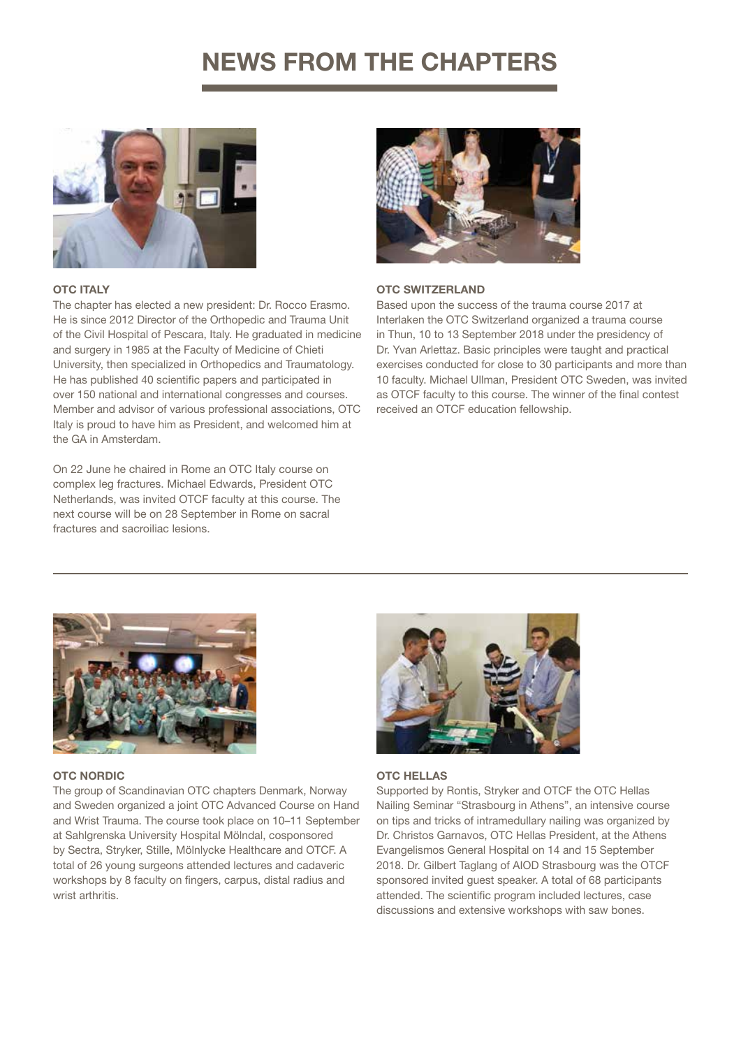# NEWS FROM THE CHAPTERS

### OTC ITALY

The chapter has elected a new president: Dr. Rocco Erasmo. He is since 2012 Director of the Orthopedic and Trauma Unit of the Civil Hospital of Pescara, Italy. He graduated in medicine and surgery in 1985 at the Faculty of Medicine of Chieti University, then specialized in Orthopedics and Traumatology. He has published 40 scientific papers and participated in over 150 national and international congresses and courses. Member and advisor of various professional associations, OTC Italy is proud to have him as President, and welcomed him at the GA in Amsterdam.

On 22 June he chaired in Rome an OTC Italy course on complex leg fractures. Michael Edwards, President OTC Netherlands, was invited OTCF faculty at this course. The next course will be on 28 September in Rome on sacral fractures and sacroiliac lesions.

### OTC SWITZERLAND

Based upon the success of the trauma course 2017 at Interlaken the OTC Switzerland organized a trauma course in Thun, 10 to 13 September 2018 under the presidency of Dr. Yvan Arlettaz. Basic principles were taught and practical exercises conducted for close to 30 participants and more than 10 faculty. Michael Ullman, President OTC Sweden, was invited as OTCF faculty to this course. The winner of the final contest received an OTCF education fellowship.

---

### OTC NORDIC

The group of Scandinavian OTC chapters Denmark, Norway and Sweden organized a joint OTC Advanced Course on Hand and Wrist Trauma. The course took place on 10–11 September at Sahlgrenska University Hospital Mölndal, cosponsored by Sectra, Stryker, Stille, Mölnlycke Healthcare and OTCF. A total of 26 young surgeons attended lectures and cadaveric workshops by 8 faculty on fingers, carpus, distal radius and wrist arthritis.

### OTC HELLAS

Supported by Rontis, Stryker and OTCF the OTC Hellas Nailing Seminar "Strasbourg in Athens", an intensive course on tips and tricks of intramedullary nailing was organized by Dr. Christos Garnavos, OTC Hellas President, at the Athens Evangelismos General Hospital on 14 and 15 September 2018. Dr. Gilbert Taglang of AIOD Strasbourg was the OTCF sponsored invited guest speaker. A total of 68 participants attended. The scientific program included lectures, case discussions and extensive workshops with saw bones.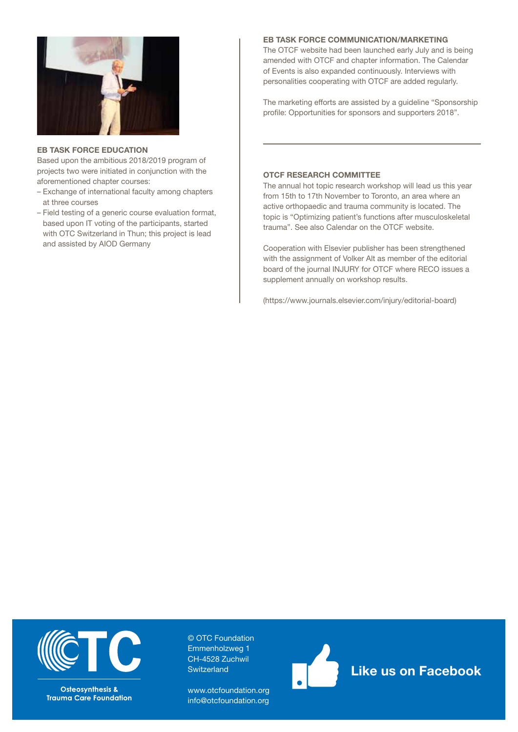### EB TASK FORCE EDUCATION

Based upon the ambitious 2018/2019 program of projects two were initiated in conjunction with the aforementioned chapter courses:

- Exchange of international faculty among chapters at three courses
- Field testing of a generic course evaluation format, based upon IT voting of the participants, started with OTC Switzerland in Thun; this project is lead and assisted by AIOD Germany

### EB TASK FORCE COMMUNICATION/MARKETING

The OTCF website had been launched early July and is being amended with OTCF and chapter information. The Calendar of Events is also expanded continuously. Interviews with personalities cooperating with OTCF are added regularly.

The marketing efforts are assisted by a guideline "Sponsorship profile: Opportunities for sponsors and supporters 2018".

### OTCF RESEARCH COMMITTEE

The annual hot topic research workshop will lead us this year from 15th to 17th November to Toronto, an area where an active orthopaedic and trauma community is located. The topic is "Optimizing patient's functions after musculoskeletal trauma". See also Calendar on the OTCF website.

Cooperation with Elsevier publisher has been strengthened with the assignment of Volker Alt as member of the editorial board of the journal INJURY for OTCF where RECO issues a supplement annually on workshop results.

(https://www.journals.elsevier.com/injury/editorial-board)

OTC

Osteosynthesis & Trauma Care Foundation

© OTC Foundation
Emmenholzweg 1
CH-4528 Zuchwil
Switzerland

www.otcfoundation.org
info@otcfoundation.org

Like us on Facebook